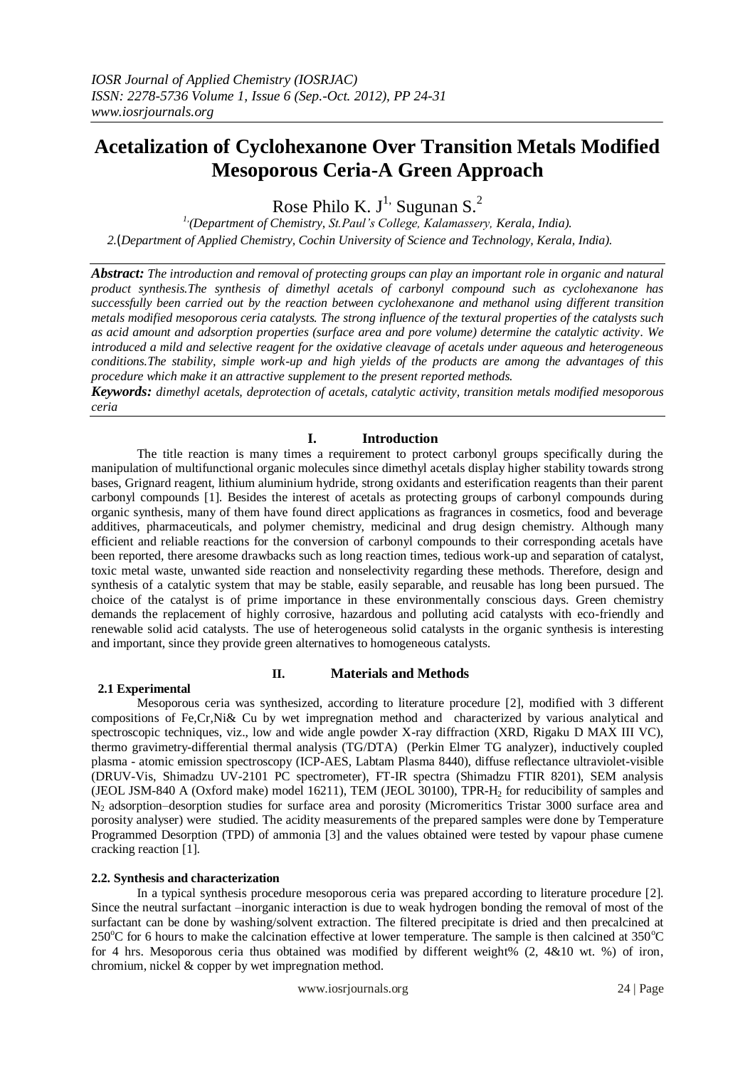# Acetalization of Cyclohexanone Over Transition Metals Modified Mesoporous Ceria-A Green Approach

Rose Philo K. J[1], Sugunan S.[2]

*[1](Department of Chemistry, St.Paul's College, Kalamassery, Kerala, India).*
*2.(Department of Applied Chemistry, Cochin University of Science and Technology, Kerala, India).*

***Abstract:*** *The introduction and removal of protecting groups can play an important role in organic and natural product synthesis.The synthesis of dimethyl acetals of carbonyl compound such as cyclohexanone has successfully been carried out by the reaction between cyclohexanone and methanol using different transition metals modified mesoporous ceria catalysts. The strong influence of the textural properties of the catalysts such as acid amount and adsorption properties (surface area and pore volume) determine the catalytic activity. We introduced a mild and selective reagent for the oxidative cleavage of acetals under aqueous and heterogeneous conditions.The stability, simple work-up and high yields of the products are among the advantages of this procedure which make it an attractive supplement to the present reported methods.*

***Keywords:*** *dimethyl acetals, deprotection of acetals, catalytic activity, transition metals modified mesoporous ceria*

## I. Introduction

The title reaction is many times a requirement to protect carbonyl groups specifically during the manipulation of multifunctional organic molecules since dimethyl acetals display higher stability towards strong bases, Grignard reagent, lithium aluminium hydride, strong oxidants and esterification reagents than their parent carbonyl compounds [1]. Besides the interest of acetals as protecting groups of carbonyl compounds during organic synthesis, many of them have found direct applications as fragrances in cosmetics, food and beverage additives, pharmaceuticals, and polymer chemistry, medicinal and drug design chemistry. Although many efficient and reliable reactions for the conversion of carbonyl compounds to their corresponding acetals have been reported, there aresome drawbacks such as long reaction times, tedious work-up and separation of catalyst, toxic metal waste, unwanted side reaction and nonselectivity regarding these methods. Therefore, design and synthesis of a catalytic system that may be stable, easily separable, and reusable has long been pursued. The choice of the catalyst is of prime importance in these environmentally conscious days. Green chemistry demands the replacement of highly corrosive, hazardous and polluting acid catalysts with eco-friendly and renewable solid acid catalysts. The use of heterogeneous solid catalysts in the organic synthesis is interesting and important, since they provide green alternatives to homogeneous catalysts.

## II. Materials and Methods

### 2.1 Experimental

Mesoporous ceria was synthesized, according to literature procedure [2], modified with 3 different compositions of Fe,Cr,Ni& Cu by wet impregnation method and characterized by various analytical and spectroscopic techniques, viz., low and wide angle powder X-ray diffraction (XRD, Rigaku D MAX III VC), thermo gravimetry-differential thermal analysis (TG/DTA) (Perkin Elmer TG analyzer), inductively coupled plasma - atomic emission spectroscopy (ICP-AES, Labtam Plasma 8440), diffuse reflectance ultraviolet-visible (DRUV-Vis, Shimadzu UV-2101 PC spectrometer), FT-IR spectra (Shimadzu FTIR 8201), SEM analysis (JEOL JSM-840 A (Oxford make) model 16211), TEM (JEOL 30100), TPR-$H_2$ for reducibility of samples and $N_2$ adsorption–desorption studies for surface area and porosity (Micromeritics Tristar 3000 surface area and porosity analyser) were studied. The acidity measurements of the prepared samples were done by Temperature Programmed Desorption (TPD) of ammonia [3] and the values obtained were tested by vapour phase cumene cracking reaction [1].

### 2.2. Synthesis and characterization

In a typical synthesis procedure mesoporous ceria was prepared according to literature procedure [2]. Since the neutral surfactant –inorganic interaction is due to weak hydrogen bonding the removal of most of the surfactant can be done by washing/solvent extraction. The filtered precipitate is dried and then precalcined at 250°C for 6 hours to make the calcination effective at lower temperature. The sample is then calcined at 350°C for 4 hrs. Mesoporous ceria thus obtained was modified by different weight% (2, 4&10 wt. %) of iron, chromium, nickel & copper by wet impregnation method.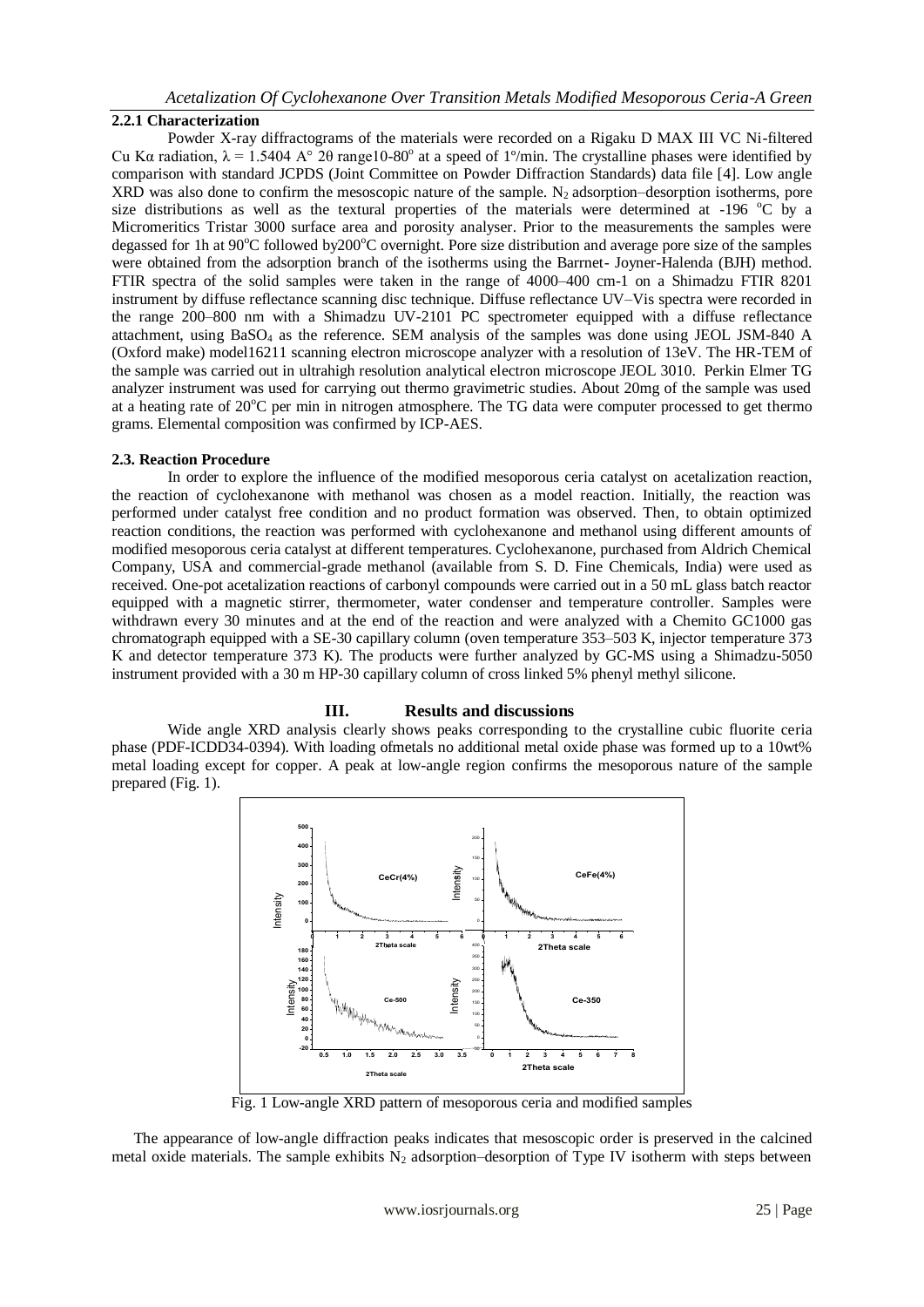#### 2.2.1 Characterization

Powder X-ray diffractograms of the materials were recorded on a Rigaku D MAX III VC Ni-filtered Cu Kα radiation, λ = 1.5404 A° 2θ range10-80° at a speed of 1°/min. The crystalline phases were identified by comparison with standard JCPDS (Joint Committee on Powder Diffraction Standards) data file [4]. Low angle XRD was also done to confirm the mesoscopic nature of the sample. $N_2$ adsorption–desorption isotherms, pore size distributions as well as the textural properties of the materials were determined at -196 °C by a Micromeritics Tristar 3000 surface area and porosity analyser. Prior to the measurements the samples were degassed for 1h at 90°C followed by200°C overnight. Pore size distribution and average pore size of the samples were obtained from the adsorption branch of the isotherms using the Barrnet- Joyner-Halenda (BJH) method. FTIR spectra of the solid samples were taken in the range of 4000–400 cm-1 on a Shimadzu FTIR 8201 instrument by diffuse reflectance scanning disc technique. Diffuse reflectance UV–Vis spectra were recorded in the range 200–800 nm with a Shimadzu UV-2101 PC spectrometer equipped with a diffuse reflectance attachment, using $BaSO_4$ as the reference. SEM analysis of the samples was done using JEOL JSM-840 A (Oxford make) model16211 scanning electron microscope analyzer with a resolution of 13eV. The HR-TEM of the sample was carried out in ultrahigh resolution analytical electron microscope JEOL 3010. Perkin Elmer TG analyzer instrument was used for carrying out thermo gravimetric studies. About 20mg of the sample was used at a heating rate of 20°C per min in nitrogen atmosphere. The TG data were computer processed to get thermo grams. Elemental composition was confirmed by ICP-AES.

### 2.3. Reaction Procedure

In order to explore the influence of the modified mesoporous ceria catalyst on acetalization reaction, the reaction of cyclohexanone with methanol was chosen as a model reaction. Initially, the reaction was performed under catalyst free condition and no product formation was observed. Then, to obtain optimized reaction conditions, the reaction was performed with cyclohexanone and methanol using different amounts of modified mesoporous ceria catalyst at different temperatures. Cyclohexanone, purchased from Aldrich Chemical Company, USA and commercial-grade methanol (available from S. D. Fine Chemicals, India) were used as received. One-pot acetalization reactions of carbonyl compounds were carried out in a 50 mL glass batch reactor equipped with a magnetic stirrer, thermometer, water condenser and temperature controller. Samples were withdrawn every 30 minutes and at the end of the reaction and were analyzed with a Chemito GC1000 gas chromatograph equipped with a SE-30 capillary column (oven temperature 353–503 K, injector temperature 373 K and detector temperature 373 K). The products were further analyzed by GC-MS using a Shimadzu-5050 instrument provided with a 30 m HP-30 capillary column of cross linked 5% phenyl methyl silicone.

## III. Results and discussions

Wide angle XRD analysis clearly shows peaks corresponding to the crystalline cubic fluorite ceria phase (PDF-ICDD34-0394). With loading ofmetals no additional metal oxide phase was formed up to a 10wt% metal loading except for copper. A peak at low-angle region confirms the mesoporous nature of the sample prepared (Fig. 1).

Fig. 1 Low-angle XRD pattern of mesoporous ceria and modified samples

The appearance of low-angle diffraction peaks indicates that mesoscopic order is preserved in the calcined metal oxide materials. The sample exhibits $N_2$ adsorption–desorption of Type IV isotherm with steps between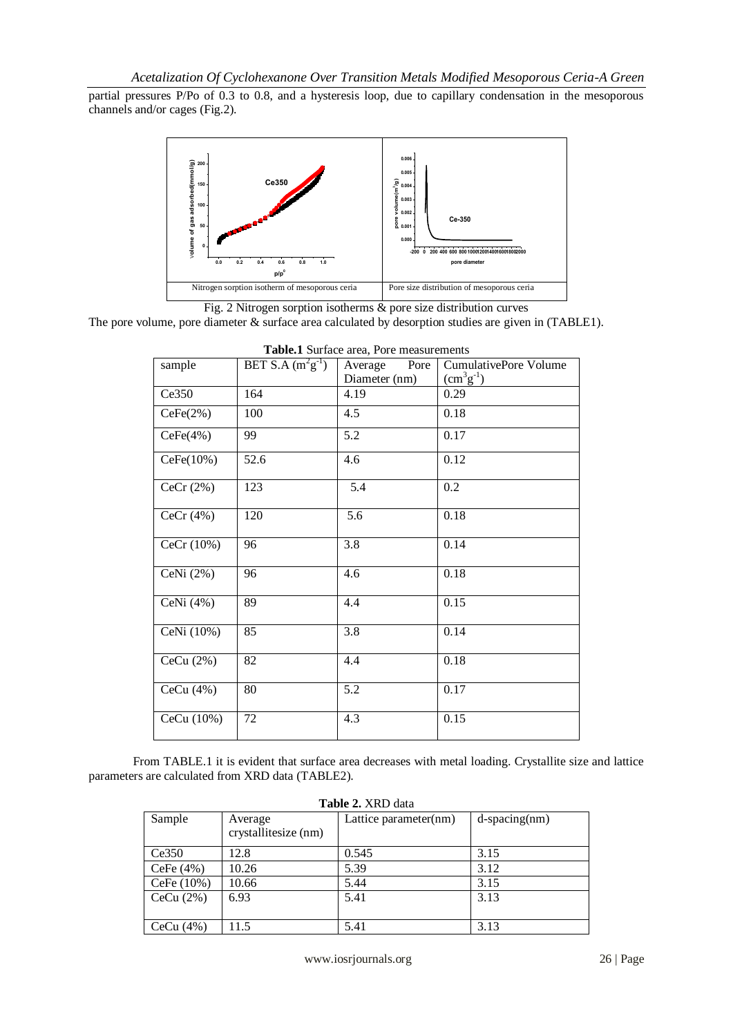partial pressures P/Po of 0.3 to 0.8, and a hysteresis loop, due to capillary condensation in the mesoporous channels and/or cages (Fig.2).

| Nitrogen sorption isotherm of mesoporous ceria | Pore size distribution of mesoporous ceria |
|---|---|

Fig. 2 Nitrogen sorption isotherms & pore size distribution curves

The pore volume, pore diameter & surface area calculated by desorption studies are given in (TABLE1).

**Table.1** Surface area, Pore measurements

| sample | BET S.A ($m^2g^{-1}$) | Average Pore Diameter (nm) | CumulativePore Volume ($cm^3g^{-1}$) |
|---|---|---|---|
| Ce350 | 164 | 4.19 | 0.29 |
| CeFe(2%) | 100 | 4.5 | 0.18 |
| CeFe(4%) | 99 | 5.2 | 0.17 |
| CeFe(10%) | 52.6 | 4.6 | 0.12 |
| CeCr (2%) | 123 | 5.4 | 0.2 |
| CeCr (4%) | 120 | 5.6 | 0.18 |
| CeCr (10%) | 96 | 3.8 | 0.14 |
| CeNi (2%) | 96 | 4.6 | 0.18 |
| CeNi (4%) | 89 | 4.4 | 0.15 |
| CeNi (10%) | 85 | 3.8 | 0.14 |
| CeCu (2%) | 82 | 4.4 | 0.18 |
| CeCu (4%) | 80 | 5.2 | 0.17 |
| CeCu (10%) | 72 | 4.3 | 0.15 |

From TABLE.1 it is evident that surface area decreases with metal loading. Crystallite size and lattice parameters are calculated from XRD data (TABLE2).

**Table 2.** XRD data

| Sample | Average crystallitesize (nm) | Lattice parameter(nm) | d-spacing(nm) |
|---|---|---|---|
| Ce350 | 12.8 | 0.545 | 3.15 |
| CeFe (4%) | 10.26 | 5.39 | 3.12 |
| CeFe (10%) | 10.66 | 5.44 | 3.15 |
| CeCu (2%) | 6.93 | 5.41 | 3.13 |
| CeCu (4%) | 11.5 | 5.41 | 3.13 |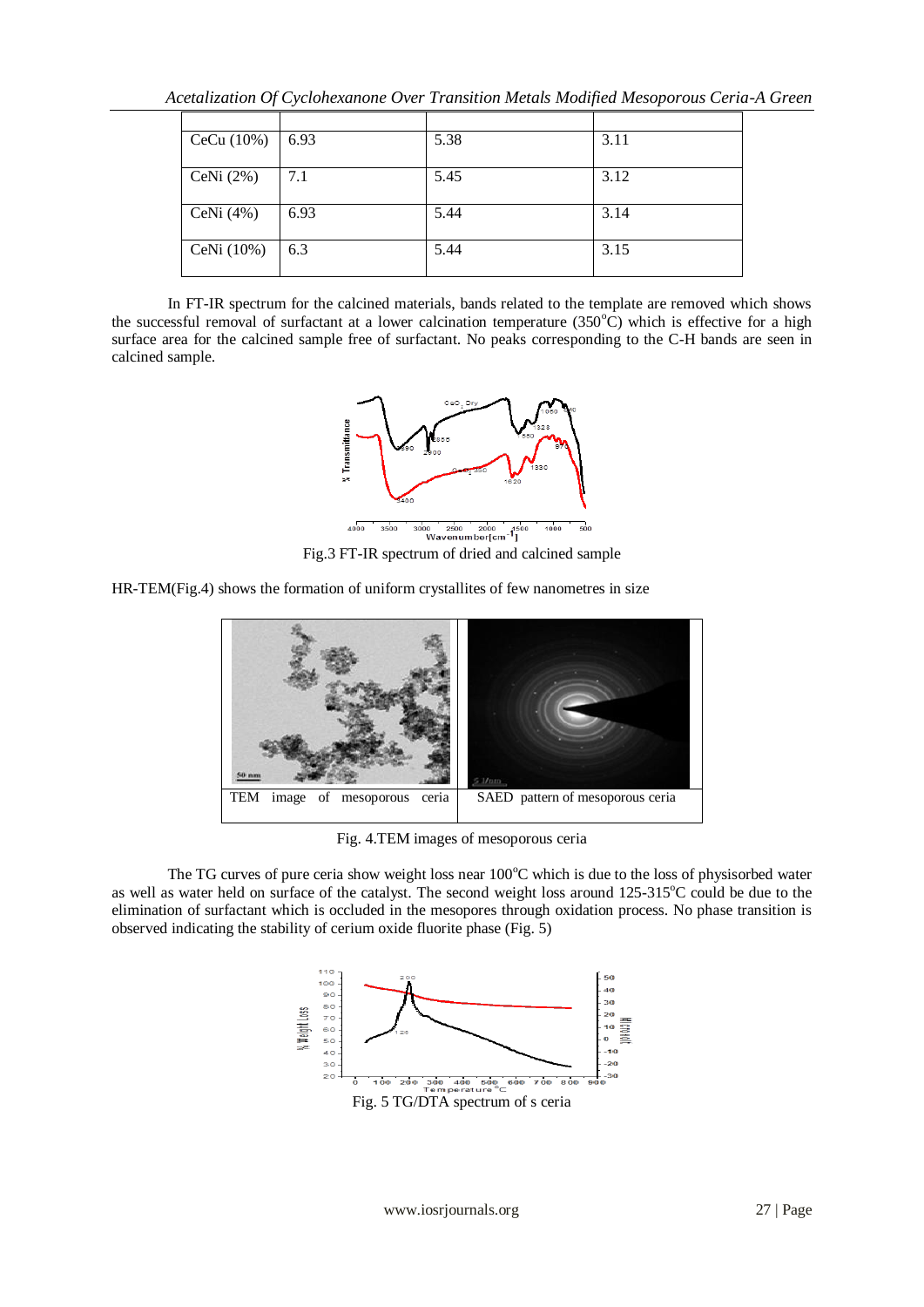| | | | |
|---|---|---|---|
| CeCu (10%) | 6.93 | 5.38 | 3.11 |
| CeNi (2%) | 7.1 | 5.45 | 3.12 |
| CeNi (4%) | 6.93 | 5.44 | 3.14 |
| CeNi (10%) | 6.3 | 5.44 | 3.15 |

In FT-IR spectrum for the calcined materials, bands related to the template are removed which shows the successful removal of surfactant at a lower calcination temperature (350°C) which is effective for a high surface area for the calcined sample free of surfactant. No peaks corresponding to the C-H bands are seen in calcined sample.

Fig.3 FT-IR spectrum of dried and calcined sample

HR-TEM(Fig.4) shows the formation of uniform crystallites of few nanometres in size

| TEM image of mesoporous ceria | SAED pattern of mesoporous ceria |
|---|---|

Fig. 4.TEM images of mesoporous ceria

The TG curves of pure ceria show weight loss near 100°C which is due to the loss of physisorbed water as well as water held on surface of the catalyst. The second weight loss around 125-315°C could be due to the elimination of surfactant which is occluded in the mesopores through oxidation process. No phase transition is observed indicating the stability of cerium oxide fluorite phase (Fig. 5)

Fig. 5 TG/DTA spectrum of s ceria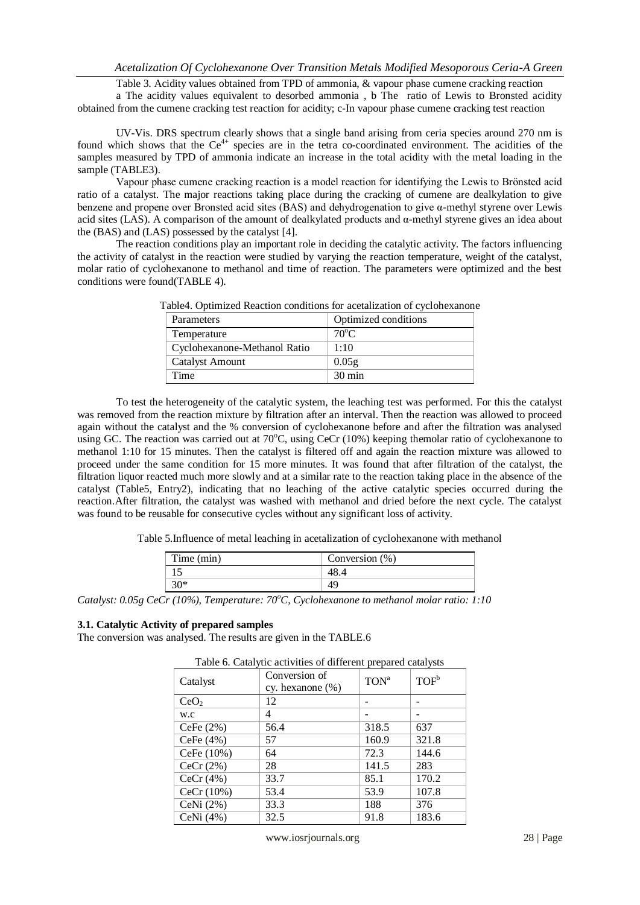Table 3. Acidity values obtained from TPD of ammonia, & vapour phase cumene cracking reaction

a The acidity values equivalent to desorbed ammonia , b The ratio of Lewis to Bronsted acidity obtained from the cumene cracking test reaction for acidity; c-In vapour phase cumene cracking test reaction

UV-Vis. DRS spectrum clearly shows that a single band arising from ceria species around 270 nm is found which shows that the $Ce^{4+}$ species are in the tetra co-coordinated environment. The acidities of the samples measured by TPD of ammonia indicate an increase in the total acidity with the metal loading in the sample (TABLE3).

Vapour phase cumene cracking reaction is a model reaction for identifying the Lewis to Brönsted acid ratio of a catalyst. The major reactions taking place during the cracking of cumene are dealkylation to give benzene and propene over Bronsted acid sites (BAS) and dehydrogenation to give α-methyl styrene over Lewis acid sites (LAS). A comparison of the amount of dealkylated products and α-methyl styrene gives an idea about the (BAS) and (LAS) possessed by the catalyst [4].

The reaction conditions play an important role in deciding the catalytic activity. The factors influencing the activity of catalyst in the reaction were studied by varying the reaction temperature, weight of the catalyst, molar ratio of cyclohexanone to methanol and time of reaction. The parameters were optimized and the best conditions were found(TABLE 4).

Table4. Optimized Reaction conditions for acetalization of cyclohexanone

| Parameters | Optimized conditions |
|---|---|
| Temperature | $70^oC$ |
| Cyclohexanone-Methanol Ratio | 1:10 |
| Catalyst Amount | 0.05g |
| Time | 30 min |

To test the heterogeneity of the catalytic system, the leaching test was performed. For this the catalyst was removed from the reaction mixture by filtration after an interval. Then the reaction was allowed to proceed again without the catalyst and the % conversion of cyclohexanone before and after the filtration was analysed using GC. The reaction was carried out at $70^oC$, using CeCr (10%) keeping themolar ratio of cyclohexanone to methanol 1:10 for 15 minutes. Then the catalyst is filtered off and again the reaction mixture was allowed to proceed under the same condition for 15 more minutes. It was found that after filtration of the catalyst, the filtration liquor reacted much more slowly and at a similar rate to the reaction taking place in the absence of the catalyst (Table5, Entry2), indicating that no leaching of the active catalytic species occurred during the reaction.After filtration, the catalyst was washed with methanol and dried before the next cycle. The catalyst was found to be reusable for consecutive cycles without any significant loss of activity.

Table 5.Influence of metal leaching in acetalization of cyclohexanone with methanol

| Time (min) | Conversion (%) |
|---|---|
| 15 | 48.4 |
| 30* | 49 |

*Catalyst: 0.05g CeCr (10%), Temperature: $70^oC$, Cyclohexanone to methanol molar ratio: 1:10*

### 3.1. Catalytic Activity of prepared samples

The conversion was analysed. The results are given in the TABLE.6

Table 6. Catalytic activities of different prepared catalysts

| Catalyst | Conversion of cy. hexanone (%) | TON[a] | TOF[b] |
|---|---|---|---|
| $CeO_2$ | 12 | - | - |
| w.c | 4 | - | - |
| CeFe (2%) | 56.4 | 318.5 | 637 |
| CeFe (4%) | 57 | 160.9 | 321.8 |
| CeFe (10%) | 64 | 72.3 | 144.6 |
| CeCr (2%) | 28 | 141.5 | 283 |
| CeCr (4%) | 33.7 | 85.1 | 170.2 |
| CeCr (10%) | 53.4 | 53.9 | 107.8 |
| CeNi (2%) | 33.3 | 188 | 376 |
| CeNi (4%) | 32.5 | 91.8 | 183.6 |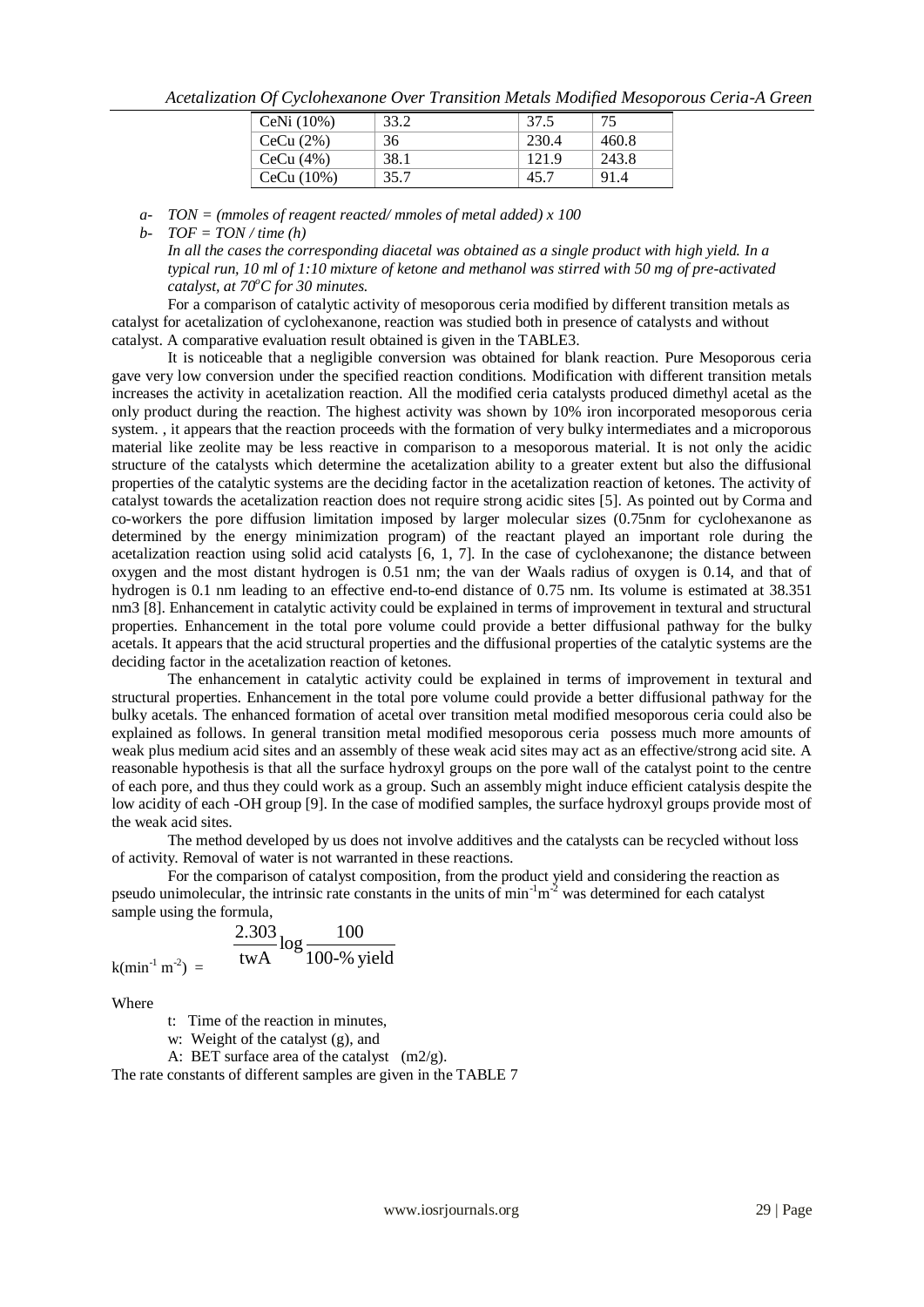| CeNi (10%) | 33.2 | 37.5 | 75 |
|---|---|---|---|
| CeCu (2%) | 36 | 230.4 | 460.8 |
| CeCu (4%) | 38.1 | 121.9 | 243.8 |
| CeCu (10%) | 35.7 | 45.7 | 91.4 |

*a- TON = (mmoles of reagent reacted/ mmoles of metal added) x 100*

*b- TOF = TON / time (h)*

*In all the cases the corresponding diacetal was obtained as a single product with high yield. In a typical run, 10 ml of 1:10 mixture of ketone and methanol was stirred with 50 mg of pre-activated catalyst, at 70°C for 30 minutes.*

For a comparison of catalytic activity of mesoporous ceria modified by different transition metals as catalyst for acetalization of cyclohexanone, reaction was studied both in presence of catalysts and without catalyst. A comparative evaluation result obtained is given in the TABLE3.

It is noticeable that a negligible conversion was obtained for blank reaction. Pure Mesoporous ceria gave very low conversion under the specified reaction conditions. Modification with different transition metals increases the activity in acetalization reaction. All the modified ceria catalysts produced dimethyl acetal as the only product during the reaction. The highest activity was shown by 10% iron incorporated mesoporous ceria system. , it appears that the reaction proceeds with the formation of very bulky intermediates and a microporous material like zeolite may be less reactive in comparison to a mesoporous material. It is not only the acidic structure of the catalysts which determine the acetalization ability to a greater extent but also the diffusional properties of the catalytic systems are the deciding factor in the acetalization reaction of ketones. The activity of catalyst towards the acetalization reaction does not require strong acidic sites [5]. As pointed out by Corma and co-workers the pore diffusion limitation imposed by larger molecular sizes (0.75nm for cyclohexanone as determined by the energy minimization program) of the reactant played an important role during the acetalization reaction using solid acid catalysts [6, 1, 7]. In the case of cyclohexanone; the distance between oxygen and the most distant hydrogen is 0.51 nm; the van der Waals radius of oxygen is 0.14, and that of hydrogen is 0.1 nm leading to an effective end-to-end distance of 0.75 nm. Its volume is estimated at 38.351 nm3 [8]. Enhancement in catalytic activity could be explained in terms of improvement in textural and structural properties. Enhancement in the total pore volume could provide a better diffusional pathway for the bulky acetals. It appears that the acid structural properties and the diffusional properties of the catalytic systems are the deciding factor in the acetalization reaction of ketones.

The enhancement in catalytic activity could be explained in terms of improvement in textural and structural properties. Enhancement in the total pore volume could provide a better diffusional pathway for the bulky acetals. The enhanced formation of acetal over transition metal modified mesoporous ceria could also be explained as follows. In general transition metal modified mesoporous ceria possess much more amounts of weak plus medium acid sites and an assembly of these weak acid sites may act as an effective/strong acid site. A reasonable hypothesis is that all the surface hydroxyl groups on the pore wall of the catalyst point to the centre of each pore, and thus they could work as a group. Such an assembly might induce efficient catalysis despite the low acidity of each -OH group [9]. In the case of modified samples, the surface hydroxyl groups provide most of the weak acid sites.

The method developed by us does not involve additives and the catalysts can be recycled without loss of activity. Removal of water is not warranted in these reactions.

For the comparison of catalyst composition, from the product yield and considering the reaction as pseudo unimolecular, the intrinsic rate constants in the units of $min^{-1}m^{-2}$ was determined for each catalyst sample using the formula,

$$k(min^{-1}\,m^{-2}) = \frac{2.303}{twA}\log\frac{100}{100\text{-}\%\,\text{yield}}$$

Where

t: Time of the reaction in minutes,

w: Weight of the catalyst (g), and

A: BET surface area of the catalyst (m2/g).

The rate constants of different samples are given in the TABLE 7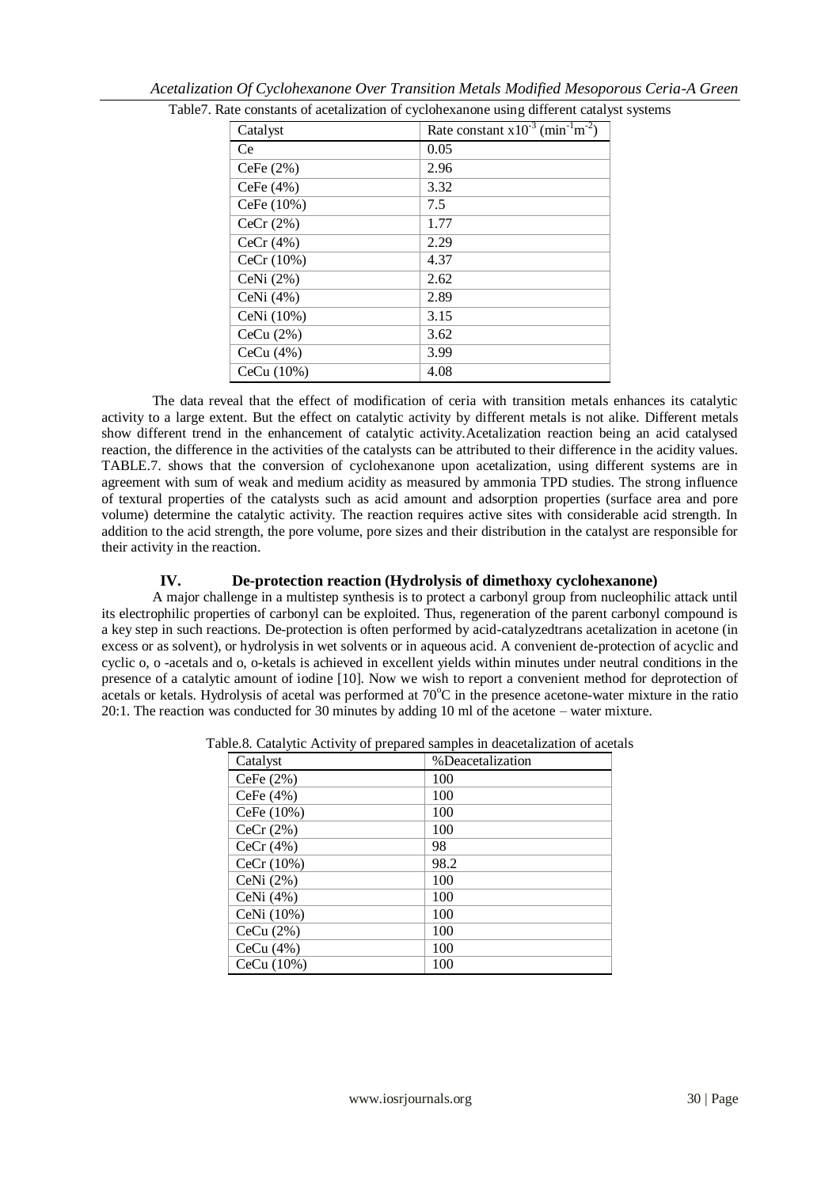Table7. Rate constants of acetalization of cyclohexanone using different catalyst systems

| Catalyst | Rate constant $x10^{-3}$ $(min^{-1}m^{-2})$ |
|---|---|
| Ce | 0.05 |
| CeFe (2%) | 2.96 |
| CeFe (4%) | 3.32 |
| CeFe (10%) | 7.5 |
| CeCr (2%) | 1.77 |
| CeCr (4%) | 2.29 |
| CeCr (10%) | 4.37 |
| CeNi (2%) | 2.62 |
| CeNi (4%) | 2.89 |
| CeNi (10%) | 3.15 |
| CeCu (2%) | 3.62 |
| CeCu (4%) | 3.99 |
| CeCu (10%) | 4.08 |

The data reveal that the effect of modification of ceria with transition metals enhances its catalytic activity to a large extent. But the effect on catalytic activity by different metals is not alike. Different metals show different trend in the enhancement of catalytic activity.Acetalization reaction being an acid catalysed reaction, the difference in the activities of the catalysts can be attributed to their difference in the acidity values. TABLE.7. shows that the conversion of cyclohexanone upon acetalization, using different systems are in agreement with sum of weak and medium acidity as measured by ammonia TPD studies. The strong influence of textural properties of the catalysts such as acid amount and adsorption properties (surface area and pore volume) determine the catalytic activity. The reaction requires active sites with considerable acid strength. In addition to the acid strength, the pore volume, pore sizes and their distribution in the catalyst are responsible for their activity in the reaction.

## IV. De-protection reaction (Hydrolysis of dimethoxy cyclohexanone)

A major challenge in a multistep synthesis is to protect a carbonyl group from nucleophilic attack until its electrophilic properties of carbonyl can be exploited. Thus, regeneration of the parent carbonyl compound is a key step in such reactions. De-protection is often performed by acid-catalyzedtrans acetalization in acetone (in excess or as solvent), or hydrolysis in wet solvents or in aqueous acid. A convenient de-protection of acyclic and cyclic o, o -acetals and o, o-ketals is achieved in excellent yields within minutes under neutral conditions in the presence of a catalytic amount of iodine [10]. Now we wish to report a convenient method for deprotection of acetals or ketals. Hydrolysis of acetal was performed at $70^{o}C$ in the presence acetone-water mixture in the ratio 20:1. The reaction was conducted for 30 minutes by adding 10 ml of the acetone – water mixture.

Table.8. Catalytic Activity of prepared samples in deacetalization of acetals

| Catalyst | %Deacetalization |
|---|---|
| CeFe (2%) | 100 |
| CeFe (4%) | 100 |
| CeFe (10%) | 100 |
| CeCr (2%) | 100 |
| CeCr (4%) | 98 |
| CeCr (10%) | 98.2 |
| CeNi (2%) | 100 |
| CeNi (4%) | 100 |
| CeNi (10%) | 100 |
| CeCu (2%) | 100 |
| CeCu (4%) | 100 |
| CeCu (10%) | 100 |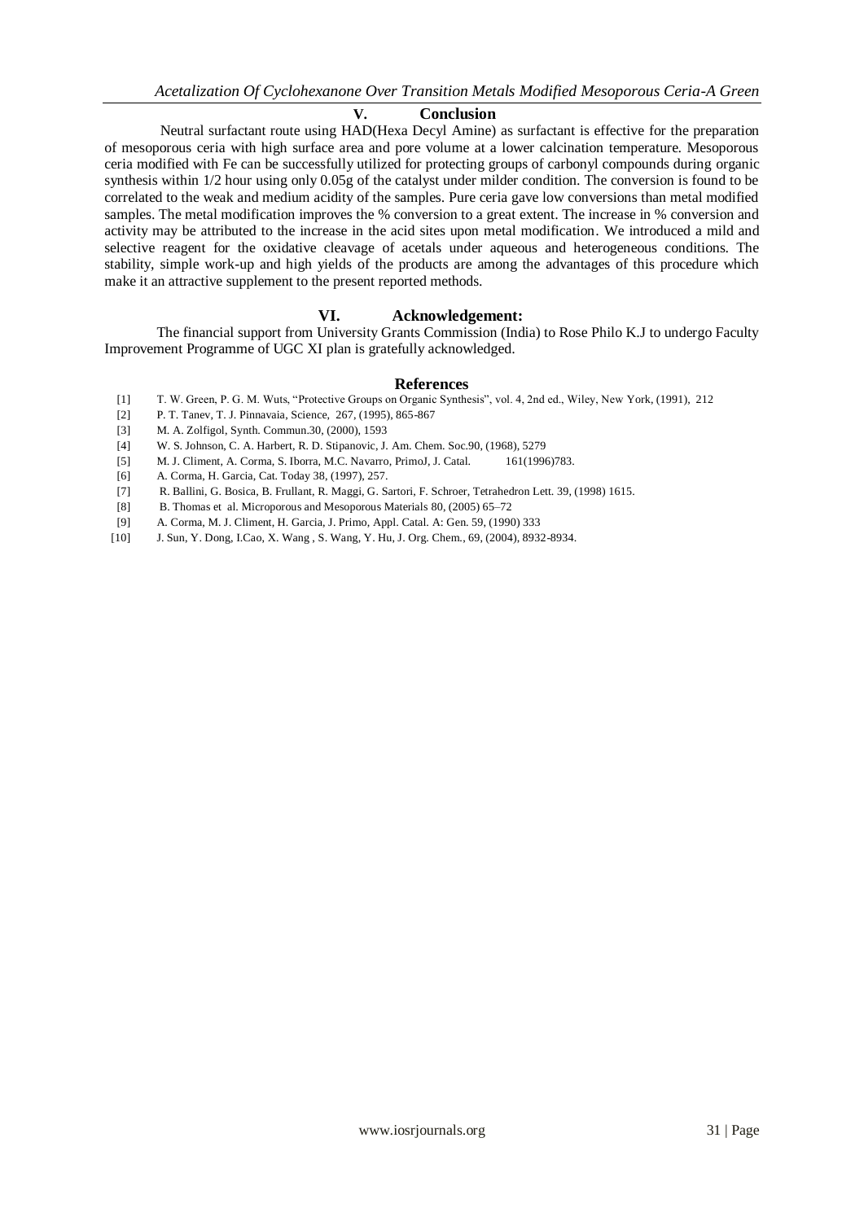## V. Conclusion

Neutral surfactant route using HAD(Hexa Decyl Amine) as surfactant is effective for the preparation of mesoporous ceria with high surface area and pore volume at a lower calcination temperature. Mesoporous ceria modified with Fe can be successfully utilized for protecting groups of carbonyl compounds during organic synthesis within 1/2 hour using only 0.05g of the catalyst under milder condition. The conversion is found to be correlated to the weak and medium acidity of the samples. Pure ceria gave low conversions than metal modified samples. The metal modification improves the % conversion to a great extent. The increase in % conversion and activity may be attributed to the increase in the acid sites upon metal modification. We introduced a mild and selective reagent for the oxidative cleavage of acetals under aqueous and heterogeneous conditions. The stability, simple work-up and high yields of the products are among the advantages of this procedure which make it an attractive supplement to the present reported methods.

## VI. Acknowledgement:

The financial support from University Grants Commission (India) to Rose Philo K.J to undergo Faculty Improvement Programme of UGC XI plan is gratefully acknowledged.

## References

[1] T. W. Green, P. G. M. Wuts, "Protective Groups on Organic Synthesis", vol. 4, 2nd ed., Wiley, New York, (1991), 212

[2] P. T. Tanev, T. J. Pinnavaia, Science, 267, (1995), 865-867

[3] M. A. Zolfigol, Synth. Commun.30, (2000), 1593

[4] W. S. Johnson, C. A. Harbert, R. D. Stipanovic, J. Am. Chem. Soc.90, (1968), 5279

[5] M. J. Climent, A. Corma, S. Iborra, M.C. Navarro, PrimoJ, J. Catal. 161(1996)783.

[6] A. Corma, H. Garcia, Cat. Today 38, (1997), 257.

[7] R. Ballini, G. Bosica, B. Frullant, R. Maggi, G. Sartori, F. Schroer, Tetrahedron Lett. 39, (1998) 1615.

[8] B. Thomas et al. Microporous and Mesoporous Materials 80, (2005) 65–72

[9] A. Corma, M. J. Climent, H. Garcia, J. Primo, Appl. Catal. A: Gen. 59, (1990) 333

[10] J. Sun, Y. Dong, I.Cao, X. Wang , S. Wang, Y. Hu, J. Org. Chem., 69, (2004), 8932-8934.